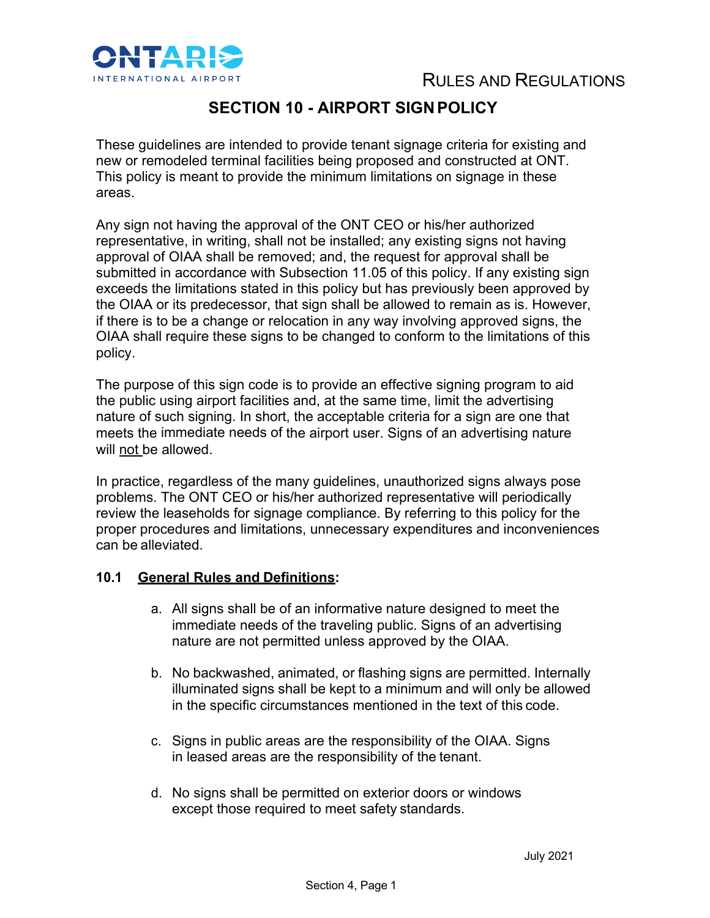# SECTION 10 - AIRPORT SIGN POLICY

These guidelines are intended to provide tenant signage criteria for existing and new or remodeled terminal facilities being proposed and constructed at ONT. This policy is meant to provide the minimum limitations on signage in these areas.

Any sign not having the approval of the ONT CEO or his/her authorized representative, in writing, shall not be installed; any existing signs not having approval of OIAA shall be removed; and, the request for approval shall be submitted in accordance with Subsection 11.05 of this policy. If any existing sign exceeds the limitations stated in this policy but has previously been approved by the OIAA or its predecessor, that sign shall be allowed to remain as is. However, if there is to be a change or relocation in any way involving approved signs, the OIAA shall require these signs to be changed to conform to the limitations of this policy.

The purpose of this sign code is to provide an effective signing program to aid the public using airport facilities and, at the same time, limit the advertising nature of such signing. In short, the acceptable criteria for a sign are one that meets the immediate needs of the airport user. Signs of an advertising nature will <u>not</u> be allowed.

In practice, regardless of the many guidelines, unauthorized signs always pose problems. The ONT CEO or his/her authorized representative will periodically review the leaseholds for signage compliance. By referring to this policy for the proper procedures and limitations, unnecessary expenditures and inconveniences can be alleviated.

**10.1 <u>General Rules and Definitions</u>:**

a. All signs shall be of an informative nature designed to meet the immediate needs of the traveling public. Signs of an advertising nature are not permitted unless approved by the OIAA.

b. No backwashed, animated, or flashing signs are permitted. Internally illuminated signs shall be kept to a minimum and will only be allowed in the specific circumstances mentioned in the text of this code.

c. Signs in public areas are the responsibility of the OIAA. Signs in leased areas are the responsibility of the tenant.

d. No signs shall be permitted on exterior doors or windows except those required to meet safety standards.

July 2021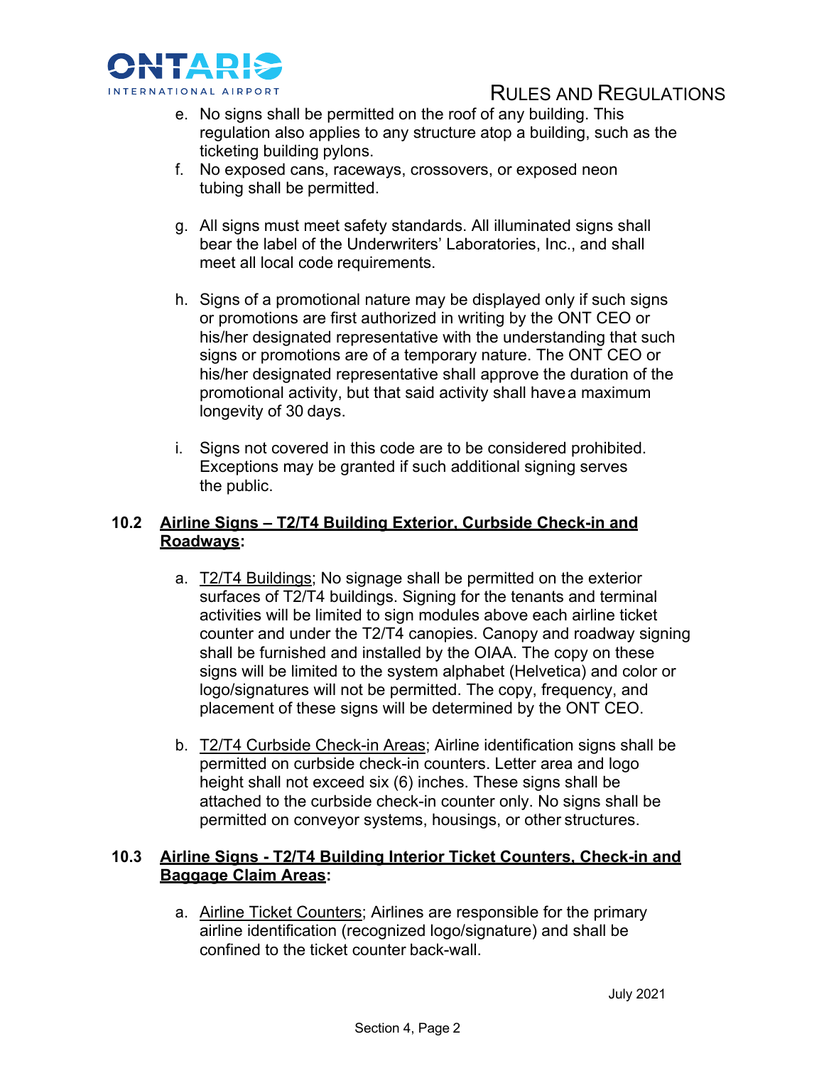e. No signs shall be permitted on the roof of any building. This regulation also applies to any structure atop a building, such as the ticketing building pylons.

f. No exposed cans, raceways, crossovers, or exposed neon tubing shall be permitted.

g. All signs must meet safety standards. All illuminated signs shall bear the label of the Underwriters' Laboratories, Inc., and shall meet all local code requirements.

h. Signs of a promotional nature may be displayed only if such signs or promotions are first authorized in writing by the ONT CEO or his/her designated representative with the understanding that such signs or promotions are of a temporary nature. The ONT CEO or his/her designated representative shall approve the duration of the promotional activity, but that said activity shall have a maximum longevity of 30 days.

i. Signs not covered in this code are to be considered prohibited. Exceptions may be granted if such additional signing serves the public.

### 10.2 Airline Signs – T2/T4 Building Exterior, Curbside Check-in and Roadways:

a. T2/T4 Buildings; No signage shall be permitted on the exterior surfaces of T2/T4 buildings. Signing for the tenants and terminal activities will be limited to sign modules above each airline ticket counter and under the T2/T4 canopies. Canopy and roadway signing shall be furnished and installed by the OIAA. The copy on these signs will be limited to the system alphabet (Helvetica) and color or logo/signatures will not be permitted. The copy, frequency, and placement of these signs will be determined by the ONT CEO.

b. T2/T4 Curbside Check-in Areas; Airline identification signs shall be permitted on curbside check-in counters. Letter area and logo height shall not exceed six (6) inches. These signs shall be attached to the curbside check-in counter only. No signs shall be permitted on conveyor systems, housings, or other structures.

### 10.3 Airline Signs - T2/T4 Building Interior Ticket Counters, Check-in and Baggage Claim Areas:

a. Airline Ticket Counters; Airlines are responsible for the primary airline identification (recognized logo/signature) and shall be confined to the ticket counter back-wall.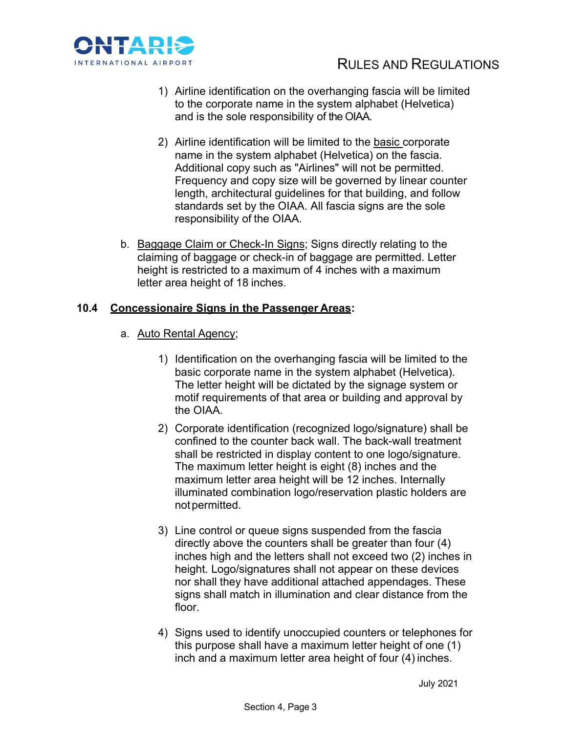1) Airline identification on the overhanging fascia will be limited to the corporate name in the system alphabet (Helvetica) and is the sole responsibility of the OIAA.

2) Airline identification will be limited to the basic corporate name in the system alphabet (Helvetica) on the fascia. Additional copy such as "Airlines" will not be permitted. Frequency and copy size will be governed by linear counter length, architectural guidelines for that building, and follow standards set by the OIAA. All fascia signs are the sole responsibility of the OIAA.

b. Baggage Claim or Check-In Signs; Signs directly relating to the claiming of baggage or check-in of baggage are permitted. Letter height is restricted to a maximum of 4 inches with a maximum letter area height of 18 inches.

**10.4 Concessionaire Signs in the Passenger Areas:**

a. Auto Rental Agency;

1) Identification on the overhanging fascia will be limited to the basic corporate name in the system alphabet (Helvetica). The letter height will be dictated by the signage system or motif requirements of that area or building and approval by the OIAA.

2) Corporate identification (recognized logo/signature) shall be confined to the counter back wall. The back-wall treatment shall be restricted in display content to one logo/signature. The maximum letter height is eight (8) inches and the maximum letter area height will be 12 inches. Internally illuminated combination logo/reservation plastic holders are not permitted.

3) Line control or queue signs suspended from the fascia directly above the counters shall be greater than four (4) inches high and the letters shall not exceed two (2) inches in height. Logo/signatures shall not appear on these devices nor shall they have additional attached appendages. These signs shall match in illumination and clear distance from the floor.

4) Signs used to identify unoccupied counters or telephones for this purpose shall have a maximum letter height of one (1) inch and a maximum letter area height of four (4) inches.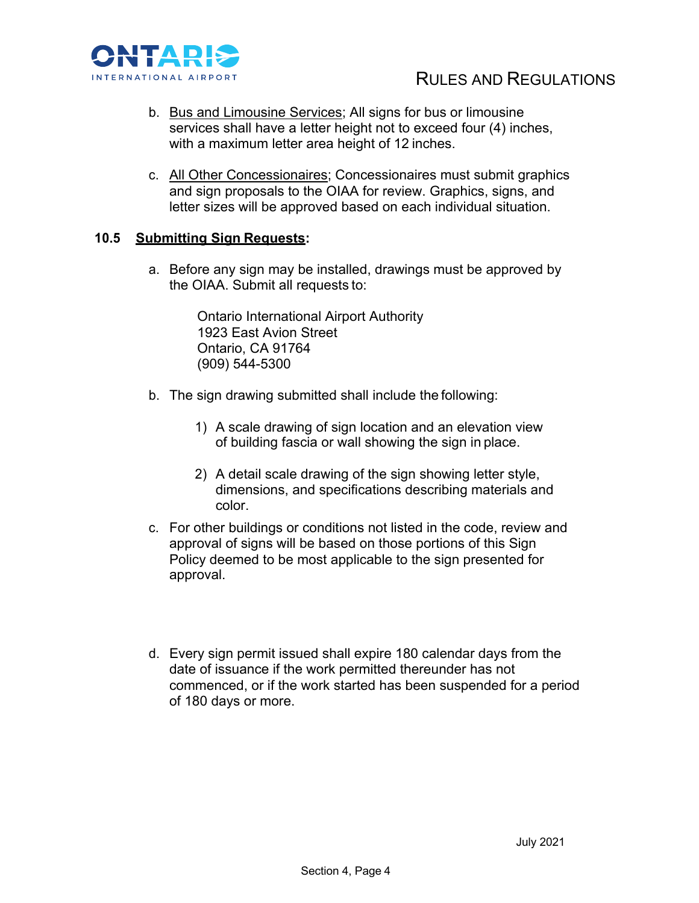b. <u>Bus and Limousine Services</u>; All signs for bus or limousine services shall have a letter height not to exceed four (4) inches, with a maximum letter area height of 12 inches.

c. <u>All Other Concessionaires</u>; Concessionaires must submit graphics and sign proposals to the OIAA for review. Graphics, signs, and letter sizes will be approved based on each individual situation.

**10.5 <u>Submitting Sign Requests</u>:**

a. Before any sign may be installed, drawings must be approved by the OIAA. Submit all requests to:

   Ontario International Airport Authority  
   1923 East Avion Street  
   Ontario, CA 91764  
   (909) 544-5300

b. The sign drawing submitted shall include the following:

   1) A scale drawing of sign location and an elevation view of building fascia or wall showing the sign in place.

   2) A detail scale drawing of the sign showing letter style, dimensions, and specifications describing materials and color.

c. For other buildings or conditions not listed in the code, review and approval of signs will be based on those portions of this Sign Policy deemed to be most applicable to the sign presented for approval.

d. Every sign permit issued shall expire 180 calendar days from the date of issuance if the work permitted thereunder has not commenced, or if the work started has been suspended for a period of 180 days or more.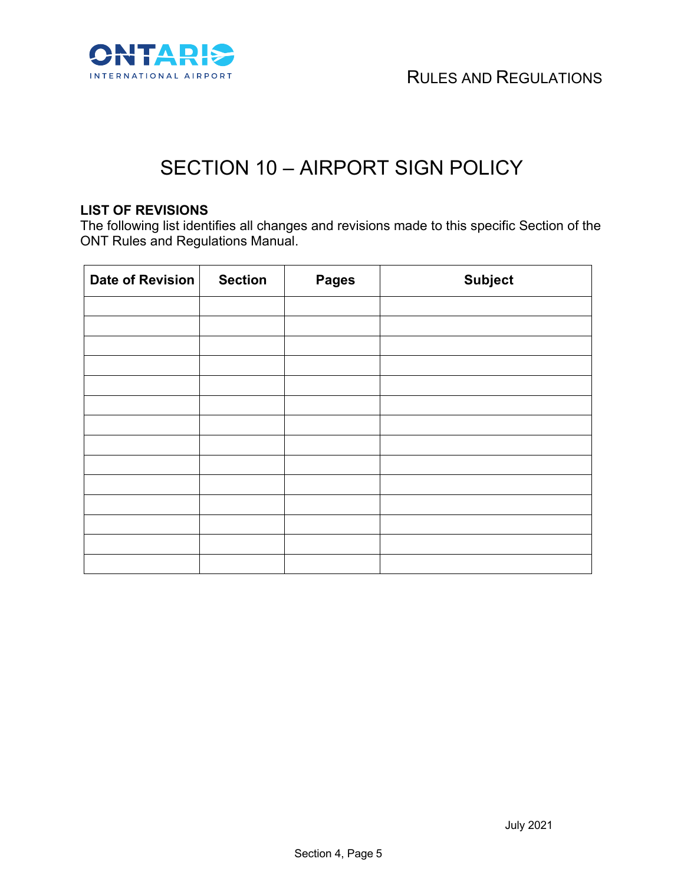# SECTION 10 – AIRPORT SIGN POLICY

**LIST OF REVISIONS**
The following list identifies all changes and revisions made to this specific Section of the ONT Rules and Regulations Manual.

| Date of Revision | Section | Pages | Subject |
|---|---|---|---|
| | | | |
| | | | |
| | | | |
| | | | |
| | | | |
| | | | |
| | | | |
| | | | |
| | | | |
| | | | |
| | | | |
| | | | |
| | | | |
| | | | |

July 2021